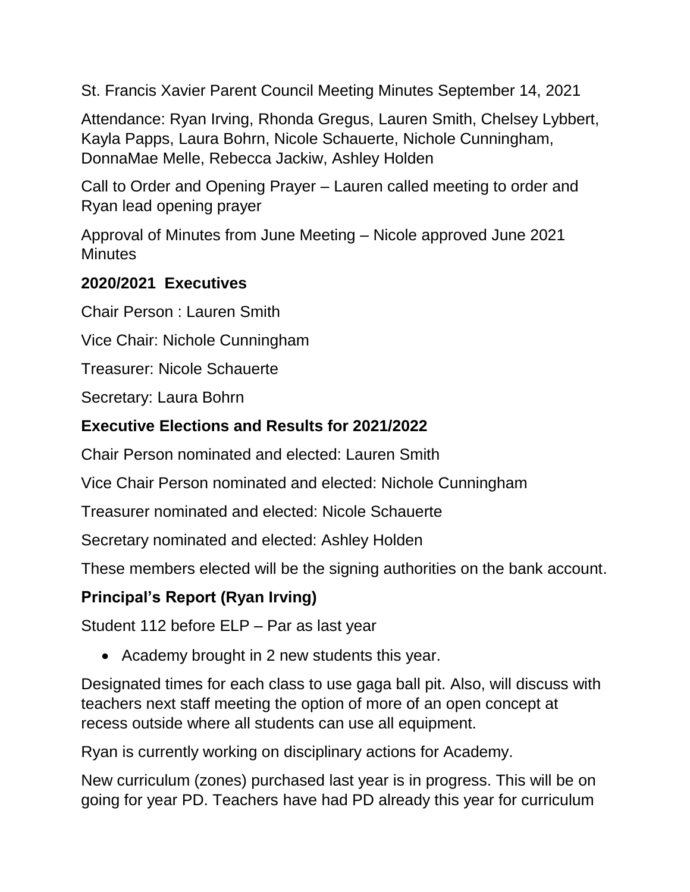St. Francis Xavier Parent Council Meeting Minutes September 14, 2021

Attendance: Ryan Irving, Rhonda Gregus, Lauren Smith, Chelsey Lybbert, Kayla Papps, Laura Bohrn, Nicole Schauerte, Nichole Cunningham, DonnaMae Melle, Rebecca Jackiw, Ashley Holden

Call to Order and Opening Prayer – Lauren called meeting to order and Ryan lead opening prayer

Approval of Minutes from June Meeting – Nicole approved June 2021 Minutes

### 2020/2021 Executives

Chair Person : Lauren Smith

Vice Chair: Nichole Cunningham

Treasurer: Nicole Schauerte

Secretary: Laura Bohrn

### Executive Elections and Results for 2021/2022

Chair Person nominated and elected: Lauren Smith

Vice Chair Person nominated and elected: Nichole Cunningham

Treasurer nominated and elected: Nicole Schauerte

Secretary nominated and elected: Ashley Holden

These members elected will be the signing authorities on the bank account.

### Principal's Report (Ryan Irving)

Student 112 before ELP – Par as last year

- Academy brought in 2 new students this year.

Designated times for each class to use gaga ball pit. Also, will discuss with teachers next staff meeting the option of more of an open concept at recess outside where all students can use all equipment.

Ryan is currently working on disciplinary actions for Academy.

New curriculum (zones) purchased last year is in progress. This will be on going for year PD. Teachers have had PD already this year for curriculum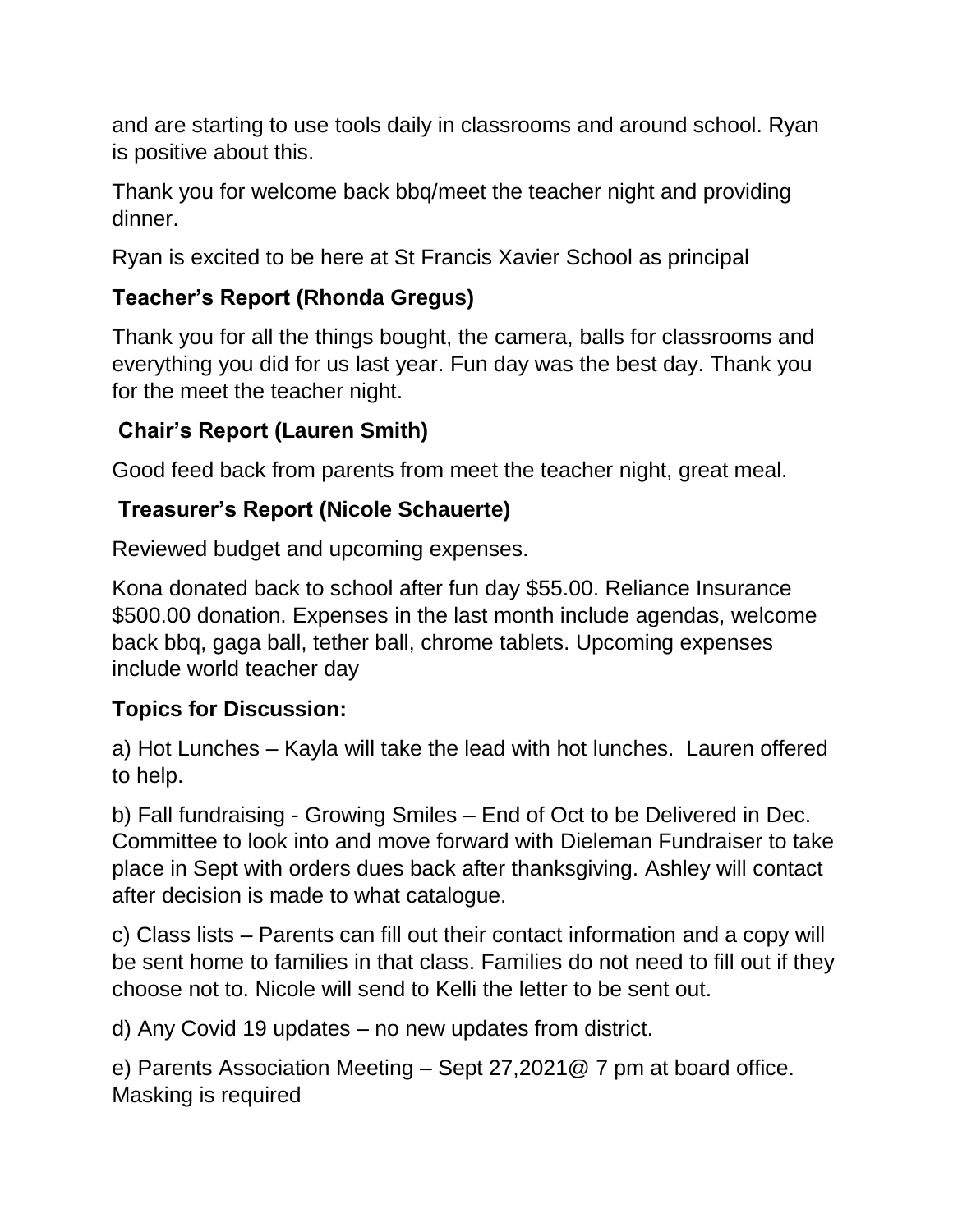and are starting to use tools daily in classrooms and around school. Ryan is positive about this.

Thank you for welcome back bbq/meet the teacher night and providing dinner.

Ryan is excited to be here at St Francis Xavier School as principal

### Teacher's Report (Rhonda Gregus)

Thank you for all the things bought, the camera, balls for classrooms and everything you did for us last year. Fun day was the best day. Thank you for the meet the teacher night.

### Chair's Report (Lauren Smith)

Good feed back from parents from meet the teacher night, great meal.

### Treasurer's Report (Nicole Schauerte)

Reviewed budget and upcoming expenses.

Kona donated back to school after fun day $55.00. Reliance Insurance $500.00 donation. Expenses in the last month include agendas, welcome back bbq, gaga ball, tether ball, chrome tablets. Upcoming expenses include world teacher day

### Topics for Discussion:

a) Hot Lunches – Kayla will take the lead with hot lunches. Lauren offered to help.

b) Fall fundraising - Growing Smiles – End of Oct to be Delivered in Dec. Committee to look into and move forward with Dieleman Fundraiser to take place in Sept with orders dues back after thanksgiving. Ashley will contact after decision is made to what catalogue.

c) Class lists – Parents can fill out their contact information and a copy will be sent home to families in that class. Families do not need to fill out if they choose not to. Nicole will send to Kelli the letter to be sent out.

d) Any Covid 19 updates – no new updates from district.

e) Parents Association Meeting – Sept 27,2021@ 7 pm at board office. Masking is required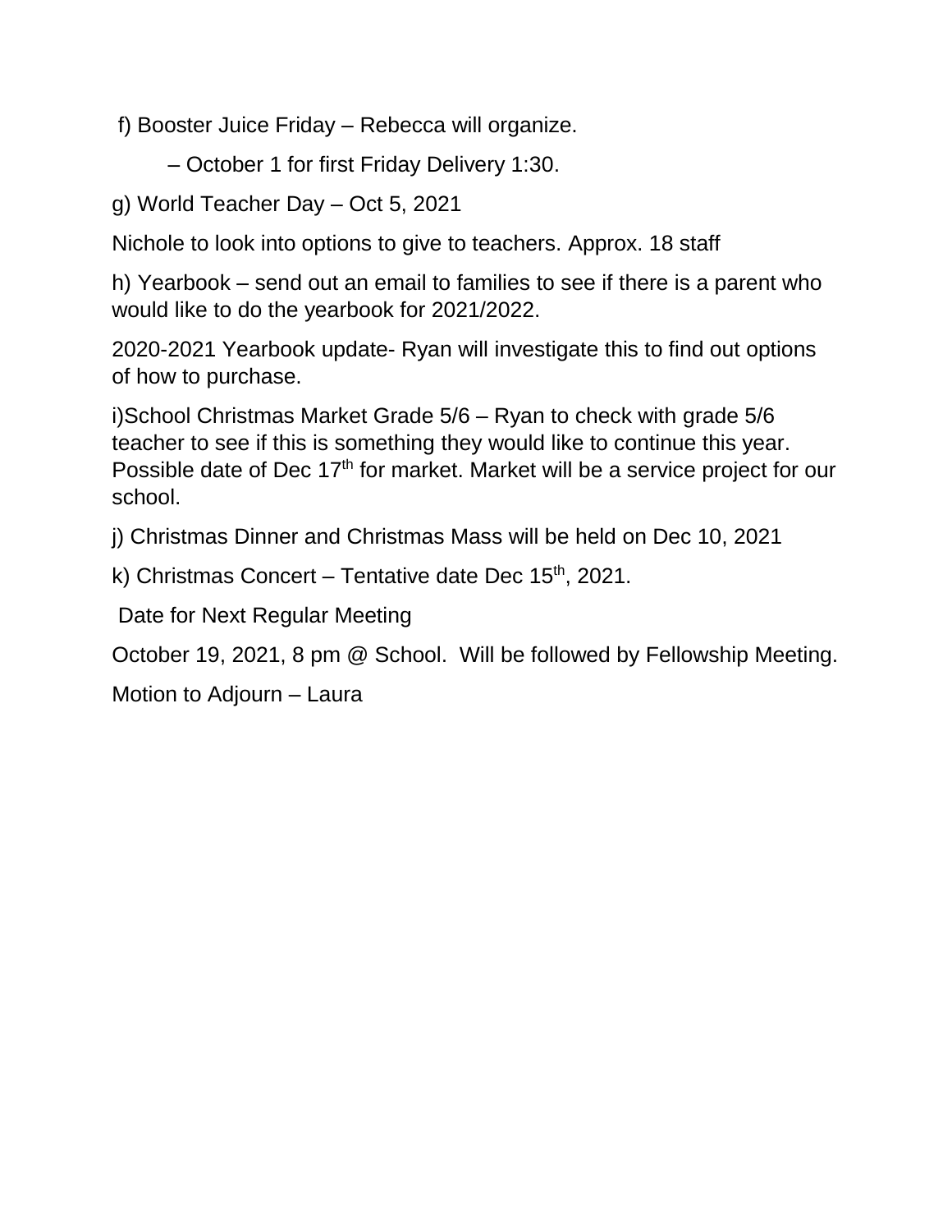f) Booster Juice Friday – Rebecca will organize.

– October 1 for first Friday Delivery 1:30.

g) World Teacher Day – Oct 5, 2021

Nichole to look into options to give to teachers. Approx. 18 staff

h) Yearbook – send out an email to families to see if there is a parent who would like to do the yearbook for 2021/2022.

2020-2021 Yearbook update- Ryan will investigate this to find out options of how to purchase.

i)School Christmas Market Grade 5/6 – Ryan to check with grade 5/6 teacher to see if this is something they would like to continue this year. Possible date of Dec 17th for market. Market will be a service project for our school.

j) Christmas Dinner and Christmas Mass will be held on Dec 10, 2021

k) Christmas Concert – Tentative date Dec 15th, 2021.

Date for Next Regular Meeting

October 19, 2021, 8 pm @ School. Will be followed by Fellowship Meeting.

Motion to Adjourn – Laura